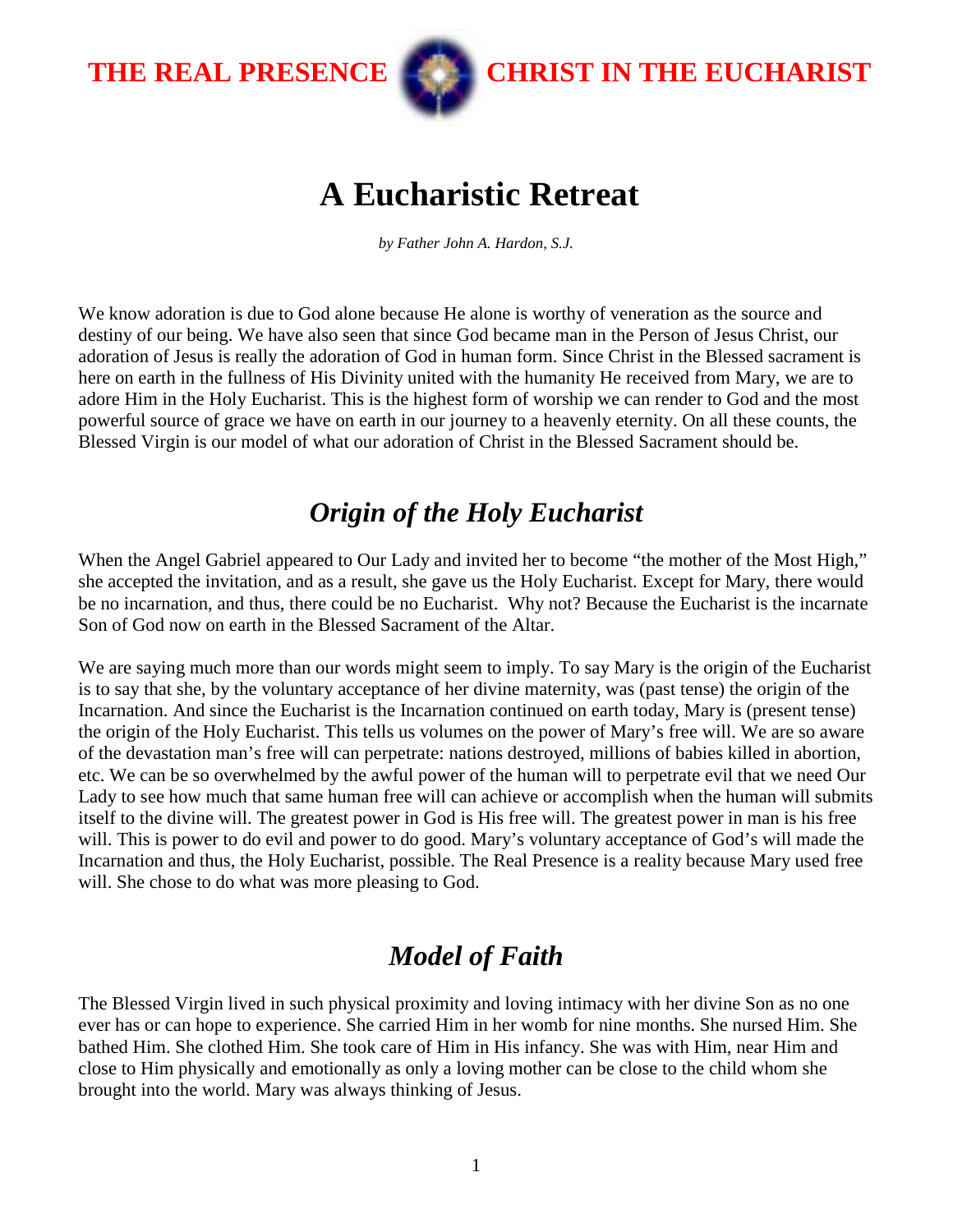**THE REAL PRESENCE CHRIST IN THE EUCHARIST**

# A Eucharistic Retreat

*by Father John A. Hardon, S.J.*

We know adoration is due to God alone because He alone is worthy of veneration as the source and destiny of our being. We have also seen that since God became man in the Person of Jesus Christ, our adoration of Jesus is really the adoration of God in human form. Since Christ in the Blessed sacrament is here on earth in the fullness of His Divinity united with the humanity He received from Mary, we are to adore Him in the Holy Eucharist. This is the highest form of worship we can render to God and the most powerful source of grace we have on earth in our journey to a heavenly eternity. On all these counts, the Blessed Virgin is our model of what our adoration of Christ in the Blessed Sacrament should be.

## *Origin of the Holy Eucharist*

When the Angel Gabriel appeared to Our Lady and invited her to become “the mother of the Most High,” she accepted the invitation, and as a result, she gave us the Holy Eucharist. Except for Mary, there would be no incarnation, and thus, there could be no Eucharist. Why not? Because the Eucharist is the incarnate Son of God now on earth in the Blessed Sacrament of the Altar.

We are saying much more than our words might seem to imply. To say Mary is the origin of the Eucharist is to say that she, by the voluntary acceptance of her divine maternity, was (past tense) the origin of the Incarnation. And since the Eucharist is the Incarnation continued on earth today, Mary is (present tense) the origin of the Holy Eucharist. This tells us volumes on the power of Mary’s free will. We are so aware of the devastation man’s free will can perpetrate: nations destroyed, millions of babies killed in abortion, etc. We can be so overwhelmed by the awful power of the human will to perpetrate evil that we need Our Lady to see how much that same human free will can achieve or accomplish when the human will submits itself to the divine will. The greatest power in God is His free will. The greatest power in man is his free will. This is power to do evil and power to do good. Mary’s voluntary acceptance of God’s will made the Incarnation and thus, the Holy Eucharist, possible. The Real Presence is a reality because Mary used free will. She chose to do what was more pleasing to God.

## *Model of Faith*

The Blessed Virgin lived in such physical proximity and loving intimacy with her divine Son as no one ever has or can hope to experience. She carried Him in her womb for nine months. She nursed Him. She bathed Him. She clothed Him. She took care of Him in His infancy. She was with Him, near Him and close to Him physically and emotionally as only a loving mother can be close to the child whom she brought into the world. Mary was always thinking of Jesus.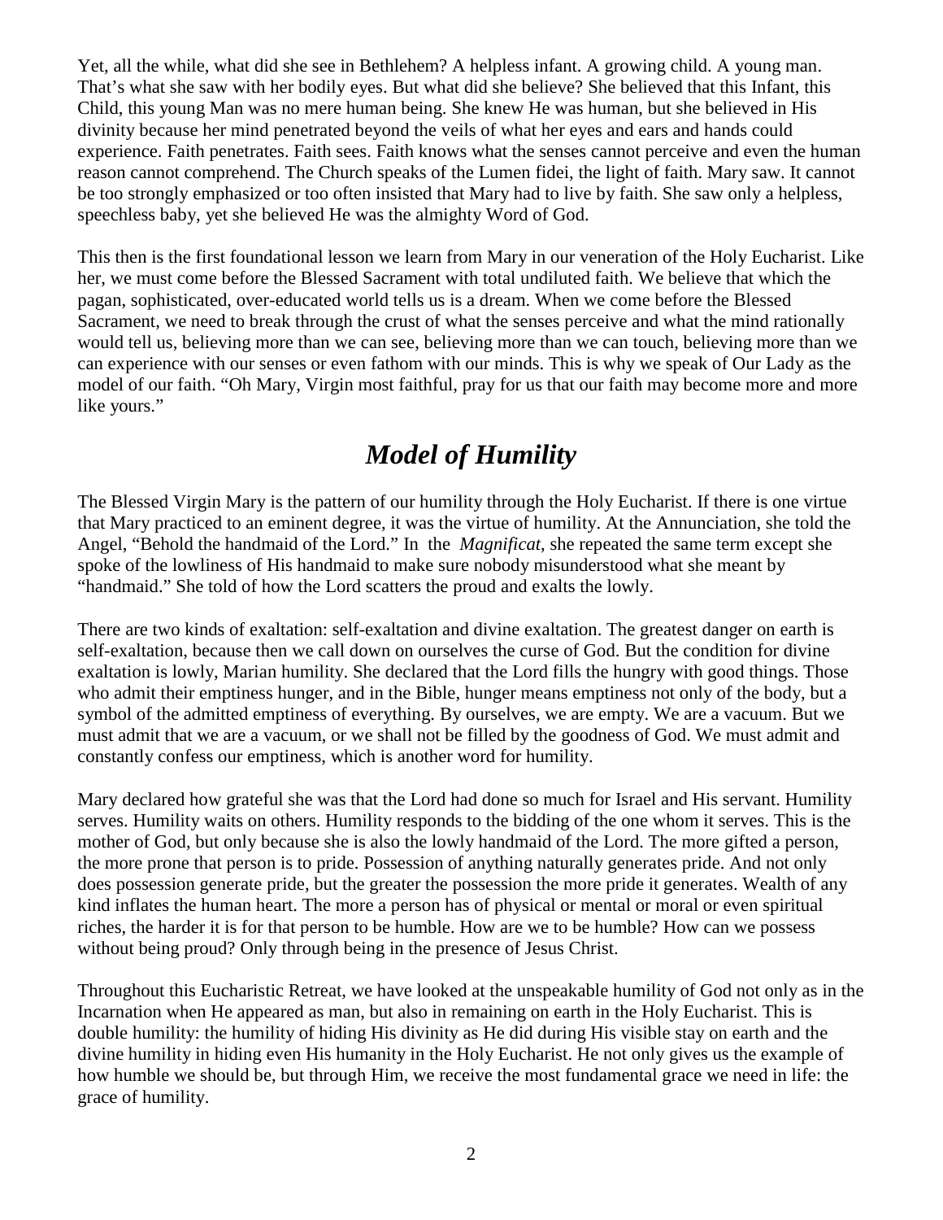Yet, all the while, what did she see in Bethlehem? A helpless infant. A growing child. A young man. That's what she saw with her bodily eyes. But what did she believe? She believed that this Infant, this Child, this young Man was no mere human being. She knew He was human, but she believed in His divinity because her mind penetrated beyond the veils of what her eyes and ears and hands could experience. Faith penetrates. Faith sees. Faith knows what the senses cannot perceive and even the human reason cannot comprehend. The Church speaks of the Lumen fidei, the light of faith. Mary saw. It cannot be too strongly emphasized or too often insisted that Mary had to live by faith. She saw only a helpless, speechless baby, yet she believed He was the almighty Word of God.

This then is the first foundational lesson we learn from Mary in our veneration of the Holy Eucharist. Like her, we must come before the Blessed Sacrament with total undiluted faith. We believe that which the pagan, sophisticated, over-educated world tells us is a dream. When we come before the Blessed Sacrament, we need to break through the crust of what the senses perceive and what the mind rationally would tell us, believing more than we can see, believing more than we can touch, believing more than we can experience with our senses or even fathom with our minds. This is why we speak of Our Lady as the model of our faith. "Oh Mary, Virgin most faithful, pray for us that our faith may become more and more like yours."

## *Model of Humility*

The Blessed Virgin Mary is the pattern of our humility through the Holy Eucharist. If there is one virtue that Mary practiced to an eminent degree, it was the virtue of humility. At the Annunciation, she told the Angel, "Behold the handmaid of the Lord." In the *Magnificat*, she repeated the same term except she spoke of the lowliness of His handmaid to make sure nobody misunderstood what she meant by "handmaid." She told of how the Lord scatters the proud and exalts the lowly.

There are two kinds of exaltation: self-exaltation and divine exaltation. The greatest danger on earth is self-exaltation, because then we call down on ourselves the curse of God. But the condition for divine exaltation is lowly, Marian humility. She declared that the Lord fills the hungry with good things. Those who admit their emptiness hunger, and in the Bible, hunger means emptiness not only of the body, but a symbol of the admitted emptiness of everything. By ourselves, we are empty. We are a vacuum. But we must admit that we are a vacuum, or we shall not be filled by the goodness of God. We must admit and constantly confess our emptiness, which is another word for humility.

Mary declared how grateful she was that the Lord had done so much for Israel and His servant. Humility serves. Humility waits on others. Humility responds to the bidding of the one whom it serves. This is the mother of God, but only because she is also the lowly handmaid of the Lord. The more gifted a person, the more prone that person is to pride. Possession of anything naturally generates pride. And not only does possession generate pride, but the greater the possession the more pride it generates. Wealth of any kind inflates the human heart. The more a person has of physical or mental or moral or even spiritual riches, the harder it is for that person to be humble. How are we to be humble? How can we possess without being proud? Only through being in the presence of Jesus Christ.

Throughout this Eucharistic Retreat, we have looked at the unspeakable humility of God not only as in the Incarnation when He appeared as man, but also in remaining on earth in the Holy Eucharist. This is double humility: the humility of hiding His divinity as He did during His visible stay on earth and the divine humility in hiding even His humanity in the Holy Eucharist. He not only gives us the example of how humble we should be, but through Him, we receive the most fundamental grace we need in life: the grace of humility.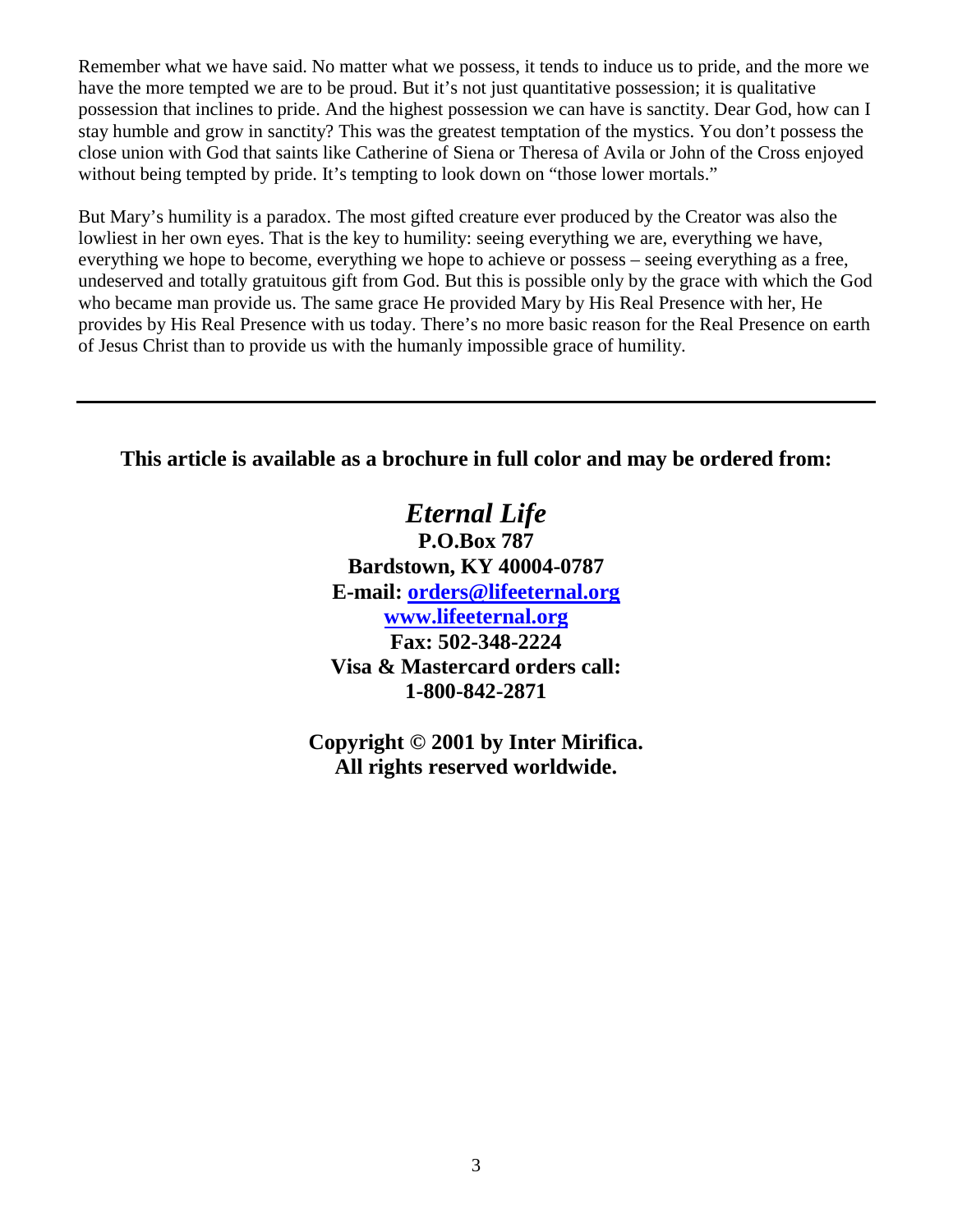Remember what we have said. No matter what we possess, it tends to induce us to pride, and the more we have the more tempted we are to be proud. But it's not just quantitative possession; it is qualitative possession that inclines to pride. And the highest possession we can have is sanctity. Dear God, how can I stay humble and grow in sanctity? This was the greatest temptation of the mystics. You don't possess the close union with God that saints like Catherine of Siena or Theresa of Avila or John of the Cross enjoyed without being tempted by pride. It's tempting to look down on "those lower mortals."

But Mary's humility is a paradox. The most gifted creature ever produced by the Creator was also the lowliest in her own eyes. That is the key to humility: seeing everything we are, everything we have, everything we hope to become, everything we hope to achieve or possess – seeing everything as a free, undeserved and totally gratuitous gift from God. But this is possible only by the grace with which the God who became man provide us. The same grace He provided Mary by His Real Presence with her, He provides by His Real Presence with us today. There's no more basic reason for the Real Presence on earth of Jesus Christ than to provide us with the humanly impossible grace of humility.

---

**This article is available as a brochure in full color and may be ordered from:**

***Eternal Life***
**P.O.Box 787**
**Bardstown, KY 40004-0787**
**E-mail: orders@lifeeternal.org**
**www.lifeeternal.org**
**Fax: 502-348-2224**
**Visa & Mastercard orders call:**
**1-800-842-2871**

**Copyright © 2001 by Inter Mirifica.**
**All rights reserved worldwide.**